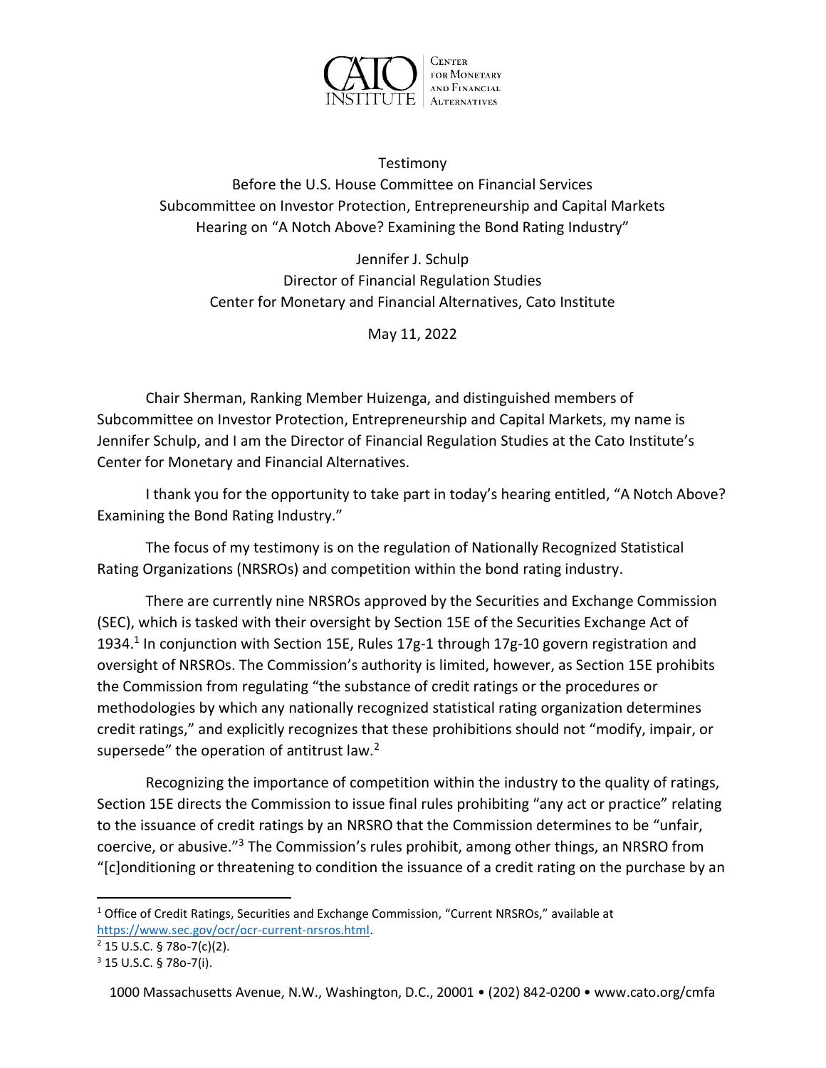Testimony

Before the U.S. House Committee on Financial Services

Subcommittee on Investor Protection, Entrepreneurship and Capital Markets

Hearing on "A Notch Above? Examining the Bond Rating Industry"

Jennifer J. Schulp

Director of Financial Regulation Studies

Center for Monetary and Financial Alternatives, Cato Institute

May 11, 2022

Chair Sherman, Ranking Member Huizenga, and distinguished members of Subcommittee on Investor Protection, Entrepreneurship and Capital Markets, my name is Jennifer Schulp, and I am the Director of Financial Regulation Studies at the Cato Institute's Center for Monetary and Financial Alternatives.

I thank you for the opportunity to take part in today's hearing entitled, "A Notch Above? Examining the Bond Rating Industry."

The focus of my testimony is on the regulation of Nationally Recognized Statistical Rating Organizations (NRSROs) and competition within the bond rating industry.

There are currently nine NRSROs approved by the Securities and Exchange Commission (SEC), which is tasked with their oversight by Section 15E of the Securities Exchange Act of 1934.[1] In conjunction with Section 15E, Rules 17g-1 through 17g-10 govern registration and oversight of NRSROs. The Commission's authority is limited, however, as Section 15E prohibits the Commission from regulating "the substance of credit ratings or the procedures or methodologies by which any nationally recognized statistical rating organization determines credit ratings," and explicitly recognizes that these prohibitions should not "modify, impair, or supersede" the operation of antitrust law.[2]

Recognizing the importance of competition within the industry to the quality of ratings, Section 15E directs the Commission to issue final rules prohibiting "any act or practice" relating to the issuance of credit ratings by an NRSRO that the Commission determines to be "unfair, coercive, or abusive."[3] The Commission's rules prohibit, among other things, an NRSRO from "[c]onditioning or threatening to condition the issuance of a credit rating on the purchase by an

---

[1] Office of Credit Ratings, Securities and Exchange Commission, "Current NRSROs," available at https://www.sec.gov/ocr/ocr-current-nrsros.html.

[2] 15 U.S.C. § 78o-7(c)(2).

[3] 15 U.S.C. § 78o-7(i).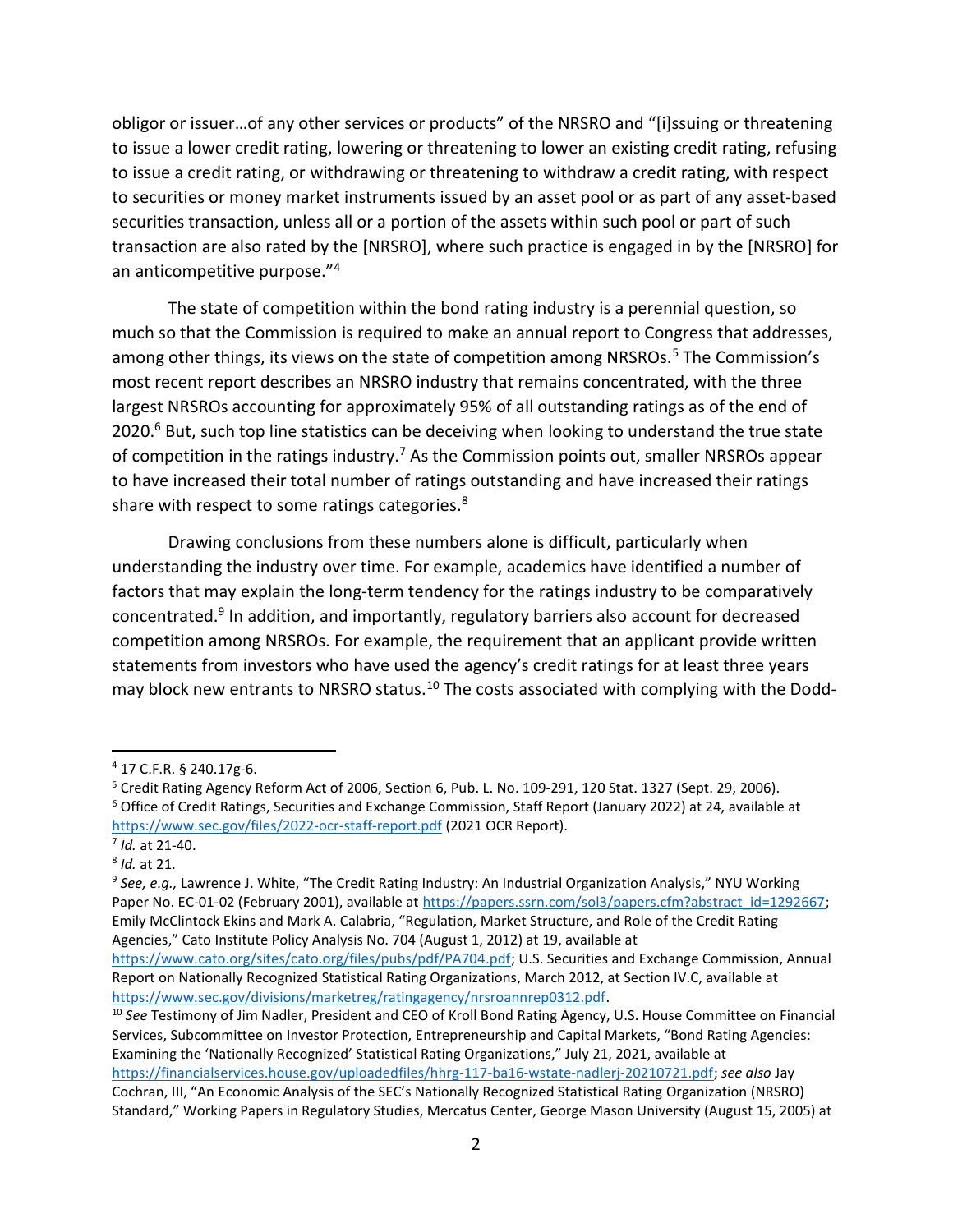obligor or issuer…of any other services or products" of the NRSRO and "[i]ssuing or threatening to issue a lower credit rating, lowering or threatening to lower an existing credit rating, refusing to issue a credit rating, or withdrawing or threatening to withdraw a credit rating, with respect to securities or money market instruments issued by an asset pool or as part of any asset-based securities transaction, unless all or a portion of the assets within such pool or part of such transaction are also rated by the [NRSRO], where such practice is engaged in by the [NRSRO] for an anticompetitive purpose."[4]

The state of competition within the bond rating industry is a perennial question, so much so that the Commission is required to make an annual report to Congress that addresses, among other things, its views on the state of competition among NRSROs.[5] The Commission's most recent report describes an NRSRO industry that remains concentrated, with the three largest NRSROs accounting for approximately 95% of all outstanding ratings as of the end of 2020.[6] But, such top line statistics can be deceiving when looking to understand the true state of competition in the ratings industry.[7] As the Commission points out, smaller NRSROs appear to have increased their total number of ratings outstanding and have increased their ratings share with respect to some ratings categories.[8]

Drawing conclusions from these numbers alone is difficult, particularly when understanding the industry over time. For example, academics have identified a number of factors that may explain the long-term tendency for the ratings industry to be comparatively concentrated.[9] In addition, and importantly, regulatory barriers also account for decreased competition among NRSROs. For example, the requirement that an applicant provide written statements from investors who have used the agency's credit ratings for at least three years may block new entrants to NRSRO status.[10] The costs associated with complying with the Dodd-

---

[4] 17 C.F.R. § 240.17g-6.

[5] Credit Rating Agency Reform Act of 2006, Section 6, Pub. L. No. 109-291, 120 Stat. 1327 (Sept. 29, 2006).

[6] Office of Credit Ratings, Securities and Exchange Commission, Staff Report (January 2022) at 24, available at https://www.sec.gov/files/2022-ocr-staff-report.pdf (2021 OCR Report).

[7] *Id.* at 21-40.

[8] *Id.* at 21.

[9] *See, e.g.,* Lawrence J. White, "The Credit Rating Industry: An Industrial Organization Analysis," NYU Working Paper No. EC-01-02 (February 2001), available at https://papers.ssrn.com/sol3/papers.cfm?abstract_id=1292667; Emily McClintock Ekins and Mark A. Calabria, "Regulation, Market Structure, and Role of the Credit Rating Agencies," Cato Institute Policy Analysis No. 704 (August 1, 2012) at 19, available at https://www.cato.org/sites/cato.org/files/pubs/pdf/PA704.pdf; U.S. Securities and Exchange Commission, Annual Report on Nationally Recognized Statistical Rating Organizations, March 2012, at Section IV.C, available at https://www.sec.gov/divisions/marketreg/ratingagency/nrsroannrep0312.pdf.

[10] *See* Testimony of Jim Nadler, President and CEO of Kroll Bond Rating Agency, U.S. House Committee on Financial Services, Subcommittee on Investor Protection, Entrepreneurship and Capital Markets, "Bond Rating Agencies: Examining the 'Nationally Recognized' Statistical Rating Organizations," July 21, 2021, available at https://financialservices.house.gov/uploadedfiles/hhrg-117-ba16-wstate-nadlerj-20210721.pdf; *see also* Jay Cochran, III, "An Economic Analysis of the SEC's Nationally Recognized Statistical Rating Organization (NRSRO) Standard," Working Papers in Regulatory Studies, Mercatus Center, George Mason University (August 15, 2005) at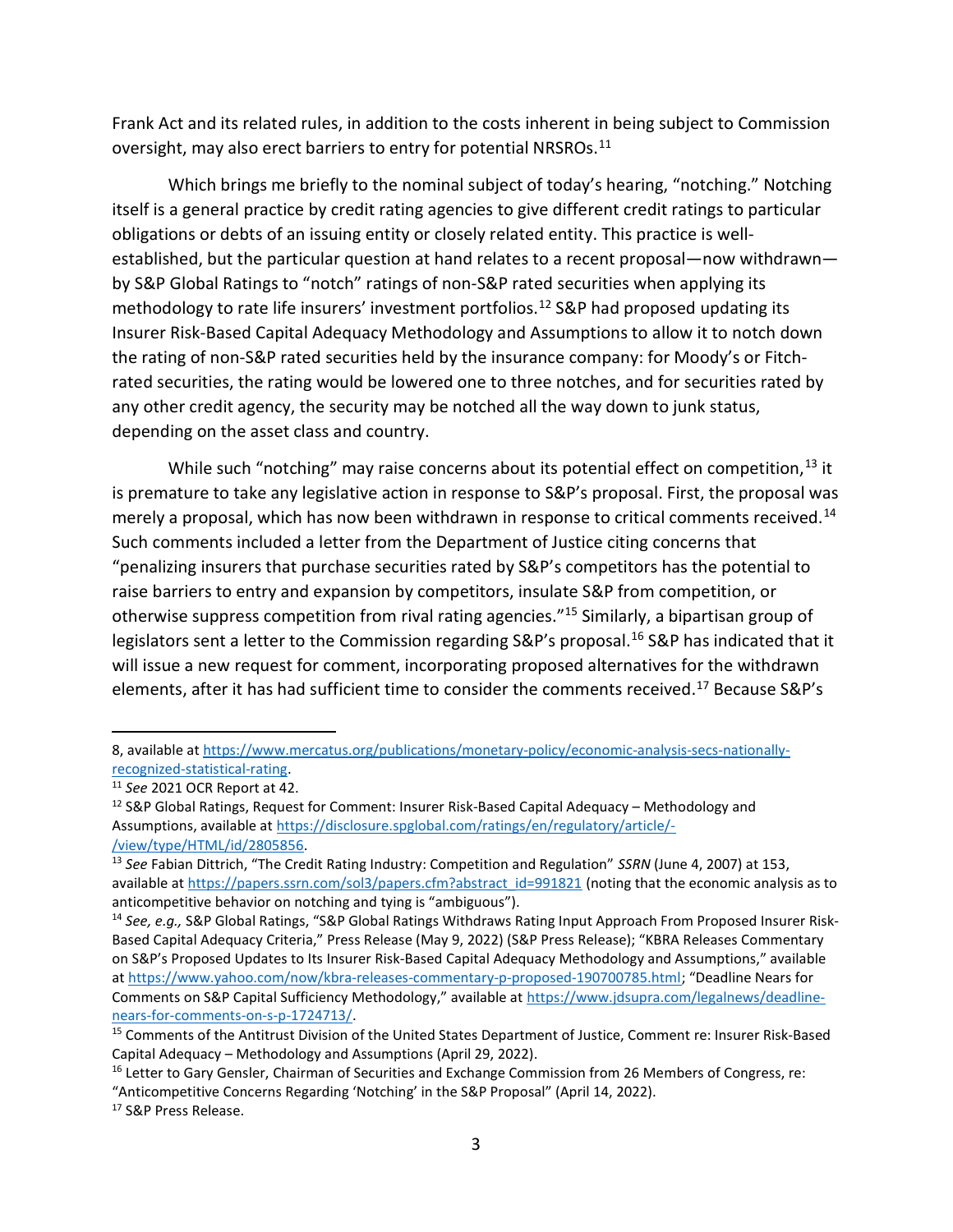Frank Act and its related rules, in addition to the costs inherent in being subject to Commission oversight, may also erect barriers to entry for potential NRSROs.[11]

Which brings me briefly to the nominal subject of today's hearing, "notching." Notching itself is a general practice by credit rating agencies to give different credit ratings to particular obligations or debts of an issuing entity or closely related entity. This practice is well-established, but the particular question at hand relates to a recent proposal—now withdrawn—by S&P Global Ratings to "notch" ratings of non-S&P rated securities when applying its methodology to rate life insurers' investment portfolios.[12] S&P had proposed updating its Insurer Risk-Based Capital Adequacy Methodology and Assumptions to allow it to notch down the rating of non-S&P rated securities held by the insurance company: for Moody's or Fitch-rated securities, the rating would be lowered one to three notches, and for securities rated by any other credit agency, the security may be notched all the way down to junk status, depending on the asset class and country.

While such "notching" may raise concerns about its potential effect on competition,[13] it is premature to take any legislative action in response to S&P's proposal. First, the proposal was merely a proposal, which has now been withdrawn in response to critical comments received.[14] Such comments included a letter from the Department of Justice citing concerns that "penalizing insurers that purchase securities rated by S&P's competitors has the potential to raise barriers to entry and expansion by competitors, insulate S&P from competition, or otherwise suppress competition from rival rating agencies."[15] Similarly, a bipartisan group of legislators sent a letter to the Commission regarding S&P's proposal.[16] S&P has indicated that it will issue a new request for comment, incorporating proposed alternatives for the withdrawn elements, after it has had sufficient time to consider the comments received.[17] Because S&P's

---

8, available at https://www.mercatus.org/publications/monetary-policy/economic-analysis-secs-nationally-recognized-statistical-rating.

[11] *See* 2021 OCR Report at 42.

[12] S&P Global Ratings, Request for Comment: Insurer Risk-Based Capital Adequacy – Methodology and Assumptions, available at https://disclosure.spglobal.com/ratings/en/regulatory/article/-/view/type/HTML/id/2805856.

[13] *See* Fabian Dittrich, "The Credit Rating Industry: Competition and Regulation" *SSRN* (June 4, 2007) at 153, available at https://papers.ssrn.com/sol3/papers.cfm?abstract_id=991821 (noting that the economic analysis as to anticompetitive behavior on notching and tying is "ambiguous").

[14] *See, e.g.,* S&P Global Ratings, "S&P Global Ratings Withdraws Rating Input Approach From Proposed Insurer Risk-Based Capital Adequacy Criteria," Press Release (May 9, 2022) (S&P Press Release); "KBRA Releases Commentary on S&P's Proposed Updates to Its Insurer Risk-Based Capital Adequacy Methodology and Assumptions," available at https://www.yahoo.com/now/kbra-releases-commentary-p-proposed-190700785.html; "Deadline Nears for Comments on S&P Capital Sufficiency Methodology," available at https://www.jdsupra.com/legalnews/deadline-nears-for-comments-on-s-p-1724713/.

[15] Comments of the Antitrust Division of the United States Department of Justice, Comment re: Insurer Risk-Based Capital Adequacy – Methodology and Assumptions (April 29, 2022).

[16] Letter to Gary Gensler, Chairman of Securities and Exchange Commission from 26 Members of Congress, re: "Anticompetitive Concerns Regarding 'Notching' in the S&P Proposal" (April 14, 2022).

[17] S&P Press Release.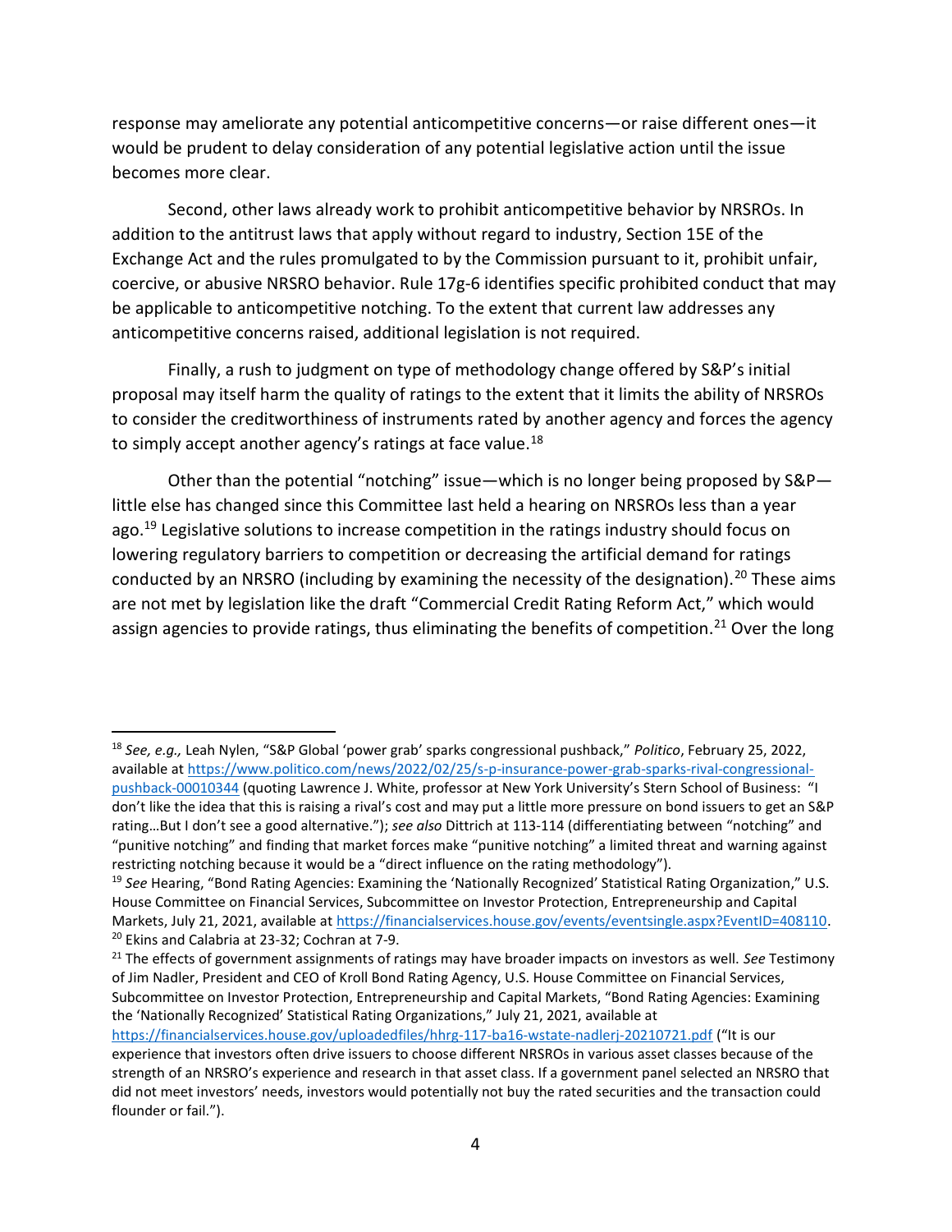response may ameliorate any potential anticompetitive concerns—or raise different ones—it would be prudent to delay consideration of any potential legislative action until the issue becomes more clear.

Second, other laws already work to prohibit anticompetitive behavior by NRSROs. In addition to the antitrust laws that apply without regard to industry, Section 15E of the Exchange Act and the rules promulgated to by the Commission pursuant to it, prohibit unfair, coercive, or abusive NRSRO behavior. Rule 17g-6 identifies specific prohibited conduct that may be applicable to anticompetitive notching. To the extent that current law addresses any anticompetitive concerns raised, additional legislation is not required.

Finally, a rush to judgment on type of methodology change offered by S&P's initial proposal may itself harm the quality of ratings to the extent that it limits the ability of NRSROs to consider the creditworthiness of instruments rated by another agency and forces the agency to simply accept another agency's ratings at face value.[18]

Other than the potential "notching" issue—which is no longer being proposed by S&P—little else has changed since this Committee last held a hearing on NRSROs less than a year ago.[19] Legislative solutions to increase competition in the ratings industry should focus on lowering regulatory barriers to competition or decreasing the artificial demand for ratings conducted by an NRSRO (including by examining the necessity of the designation).[20] These aims are not met by legislation like the draft "Commercial Credit Rating Reform Act," which would assign agencies to provide ratings, thus eliminating the benefits of competition.[21] Over the long

---

[18] *See, e.g.,* Leah Nylen, "S&P Global 'power grab' sparks congressional pushback," *Politico*, February 25, 2022, available at https://www.politico.com/news/2022/02/25/s-p-insurance-power-grab-sparks-rival-congressional-pushback-00010344 (quoting Lawrence J. White, professor at New York University's Stern School of Business: "I don't like the idea that this is raising a rival's cost and may put a little more pressure on bond issuers to get an S&P rating…But I don't see a good alternative."); *see also* Dittrich at 113-114 (differentiating between "notching" and "punitive notching" and finding that market forces make "punitive notching" a limited threat and warning against restricting notching because it would be a "direct influence on the rating methodology").

[19] *See* Hearing, "Bond Rating Agencies: Examining the 'Nationally Recognized' Statistical Rating Organization," U.S. House Committee on Financial Services, Subcommittee on Investor Protection, Entrepreneurship and Capital Markets, July 21, 2021, available at https://financialservices.house.gov/events/eventsingle.aspx?EventID=408110.

[20] Ekins and Calabria at 23-32; Cochran at 7-9.

[21] The effects of government assignments of ratings may have broader impacts on investors as well. *See* Testimony of Jim Nadler, President and CEO of Kroll Bond Rating Agency, U.S. House Committee on Financial Services, Subcommittee on Investor Protection, Entrepreneurship and Capital Markets, "Bond Rating Agencies: Examining the 'Nationally Recognized' Statistical Rating Organizations," July 21, 2021, available at https://financialservices.house.gov/uploadedfiles/hhrg-117-ba16-wstate-nadlerj-20210721.pdf ("It is our experience that investors often drive issuers to choose different NRSROs in various asset classes because of the strength of an NRSRO's experience and research in that asset class. If a government panel selected an NRSRO that did not meet investors' needs, investors would potentially not buy the rated securities and the transaction could flounder or fail.").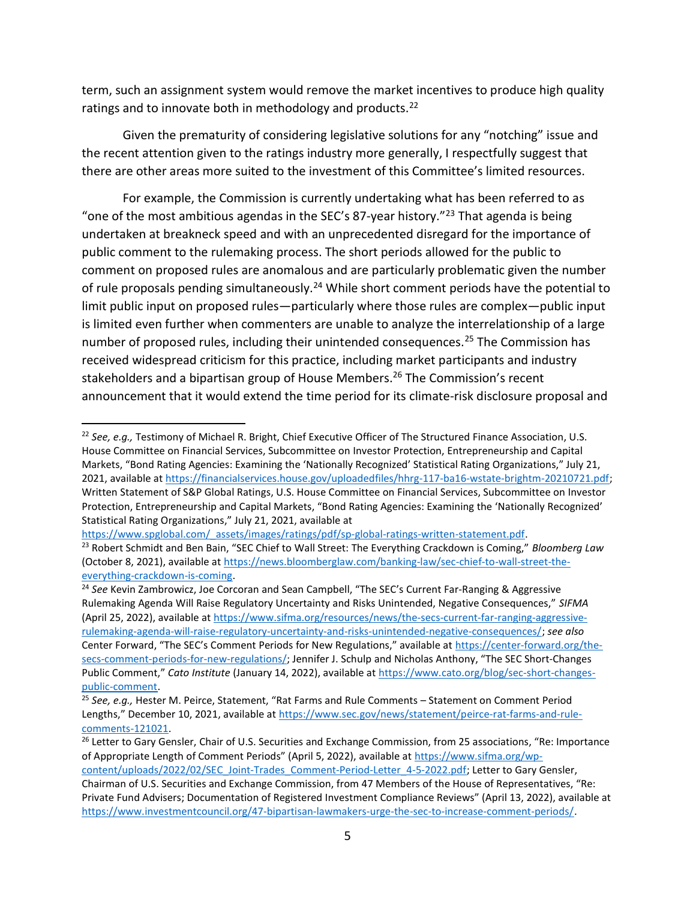term, such an assignment system would remove the market incentives to produce high quality ratings and to innovate both in methodology and products.[22]

Given the prematurity of considering legislative solutions for any "notching" issue and the recent attention given to the ratings industry more generally, I respectfully suggest that there are other areas more suited to the investment of this Committee's limited resources.

For example, the Commission is currently undertaking what has been referred to as "one of the most ambitious agendas in the SEC's 87-year history."[23] That agenda is being undertaken at breakneck speed and with an unprecedented disregard for the importance of public comment to the rulemaking process. The short periods allowed for the public to comment on proposed rules are anomalous and are particularly problematic given the number of rule proposals pending simultaneously.[24] While short comment periods have the potential to limit public input on proposed rules—particularly where those rules are complex—public input is limited even further when commenters are unable to analyze the interrelationship of a large number of proposed rules, including their unintended consequences.[25] The Commission has received widespread criticism for this practice, including market participants and industry stakeholders and a bipartisan group of House Members.[26] The Commission's recent announcement that it would extend the time period for its climate-risk disclosure proposal and

---

[22] *See, e.g.,* Testimony of Michael R. Bright, Chief Executive Officer of The Structured Finance Association, U.S. House Committee on Financial Services, Subcommittee on Investor Protection, Entrepreneurship and Capital Markets, "Bond Rating Agencies: Examining the 'Nationally Recognized' Statistical Rating Organizations," July 21, 2021, available at https://financialservices.house.gov/uploadedfiles/hhrg-117-ba16-wstate-brightm-20210721.pdf; Written Statement of S&P Global Ratings, U.S. House Committee on Financial Services, Subcommittee on Investor Protection, Entrepreneurship and Capital Markets, "Bond Rating Agencies: Examining the 'Nationally Recognized' Statistical Rating Organizations," July 21, 2021, available at https://www.spglobal.com/_assets/images/ratings/pdf/sp-global-ratings-written-statement.pdf.

[23] Robert Schmidt and Ben Bain, "SEC Chief to Wall Street: The Everything Crackdown is Coming," *Bloomberg Law* (October 8, 2021), available at https://news.bloomberglaw.com/banking-law/sec-chief-to-wall-street-the-everything-crackdown-is-coming.

[24] *See* Kevin Zambrowicz, Joe Corcoran and Sean Campbell, "The SEC's Current Far-Ranging & Aggressive Rulemaking Agenda Will Raise Regulatory Uncertainty and Risks Unintended, Negative Consequences," *SIFMA* (April 25, 2022), available at https://www.sifma.org/resources/news/the-secs-current-far-ranging-aggressive-rulemaking-agenda-will-raise-regulatory-uncertainty-and-risks-unintended-negative-consequences/; *see also* Center Forward, "The SEC's Comment Periods for New Regulations," available at https://center-forward.org/the-secs-comment-periods-for-new-regulations/; Jennifer J. Schulp and Nicholas Anthony, "The SEC Short-Changes Public Comment," *Cato Institute* (January 14, 2022), available at https://www.cato.org/blog/sec-short-changes-public-comment.

[25] *See, e.g.,* Hester M. Peirce, Statement, "Rat Farms and Rule Comments – Statement on Comment Period Lengths," December 10, 2021, available at https://www.sec.gov/news/statement/peirce-rat-farms-and-rule-comments-121021.

[26] Letter to Gary Gensler, Chair of U.S. Securities and Exchange Commission, from 25 associations, "Re: Importance of Appropriate Length of Comment Periods" (April 5, 2022), available at https://www.sifma.org/wp-content/uploads/2022/02/SEC_Joint-Trades_Comment-Period-Letter_4-5-2022.pdf; Letter to Gary Gensler, Chairman of U.S. Securities and Exchange Commission, from 47 Members of the House of Representatives, "Re: Private Fund Advisers; Documentation of Registered Investment Compliance Reviews" (April 13, 2022), available at https://www.investmentcouncil.org/47-bipartisan-lawmakers-urge-the-sec-to-increase-comment-periods/.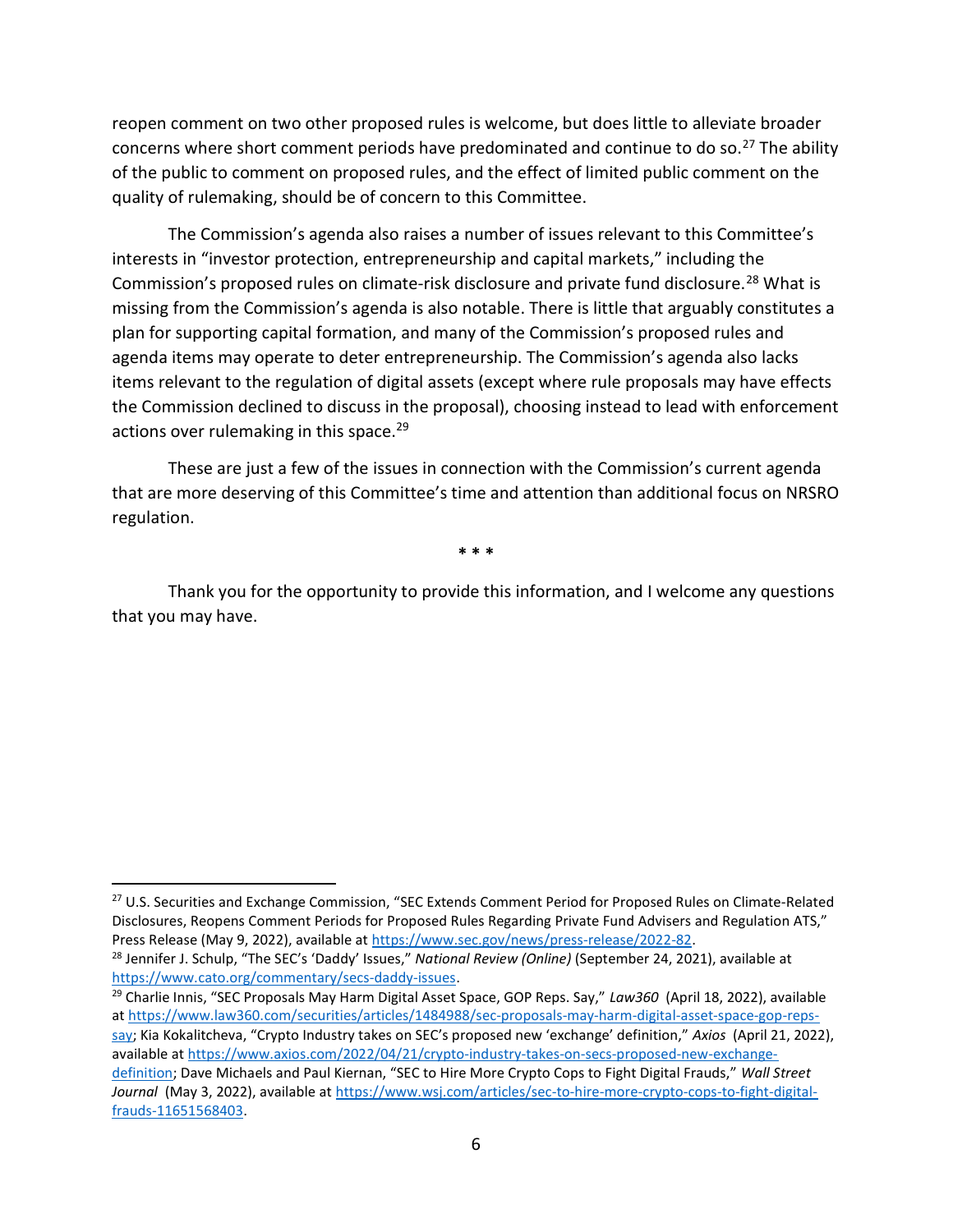reopen comment on two other proposed rules is welcome, but does little to alleviate broader concerns where short comment periods have predominated and continue to do so.[27] The ability of the public to comment on proposed rules, and the effect of limited public comment on the quality of rulemaking, should be of concern to this Committee.

The Commission's agenda also raises a number of issues relevant to this Committee's interests in "investor protection, entrepreneurship and capital markets," including the Commission's proposed rules on climate-risk disclosure and private fund disclosure.[28] What is missing from the Commission's agenda is also notable. There is little that arguably constitutes a plan for supporting capital formation, and many of the Commission's proposed rules and agenda items may operate to deter entrepreneurship. The Commission's agenda also lacks items relevant to the regulation of digital assets (except where rule proposals may have effects the Commission declined to discuss in the proposal), choosing instead to lead with enforcement actions over rulemaking in this space.[29]

These are just a few of the issues in connection with the Commission's current agenda that are more deserving of this Committee's time and attention than additional focus on NRSRO regulation.

\* \* \*

Thank you for the opportunity to provide this information, and I welcome any questions that you may have.

---

[27] U.S. Securities and Exchange Commission, "SEC Extends Comment Period for Proposed Rules on Climate-Related Disclosures, Reopens Comment Periods for Proposed Rules Regarding Private Fund Advisers and Regulation ATS," Press Release (May 9, 2022), available at https://www.sec.gov/news/press-release/2022-82.

[28] Jennifer J. Schulp, "The SEC's 'Daddy' Issues," *National Review (Online)* (September 24, 2021), available at https://www.cato.org/commentary/secs-daddy-issues.

[29] Charlie Innis, "SEC Proposals May Harm Digital Asset Space, GOP Reps. Say," *Law360* (April 18, 2022), available at https://www.law360.com/securities/articles/1484988/sec-proposals-may-harm-digital-asset-space-gop-reps-say; Kia Kokalitcheva, "Crypto Industry takes on SEC's proposed new 'exchange' definition," *Axios* (April 21, 2022), available at https://www.axios.com/2022/04/21/crypto-industry-takes-on-secs-proposed-new-exchange-definition; Dave Michaels and Paul Kiernan, "SEC to Hire More Crypto Cops to Fight Digital Frauds," *Wall Street Journal* (May 3, 2022), available at https://www.wsj.com/articles/sec-to-hire-more-crypto-cops-to-fight-digital-frauds-11651568403.